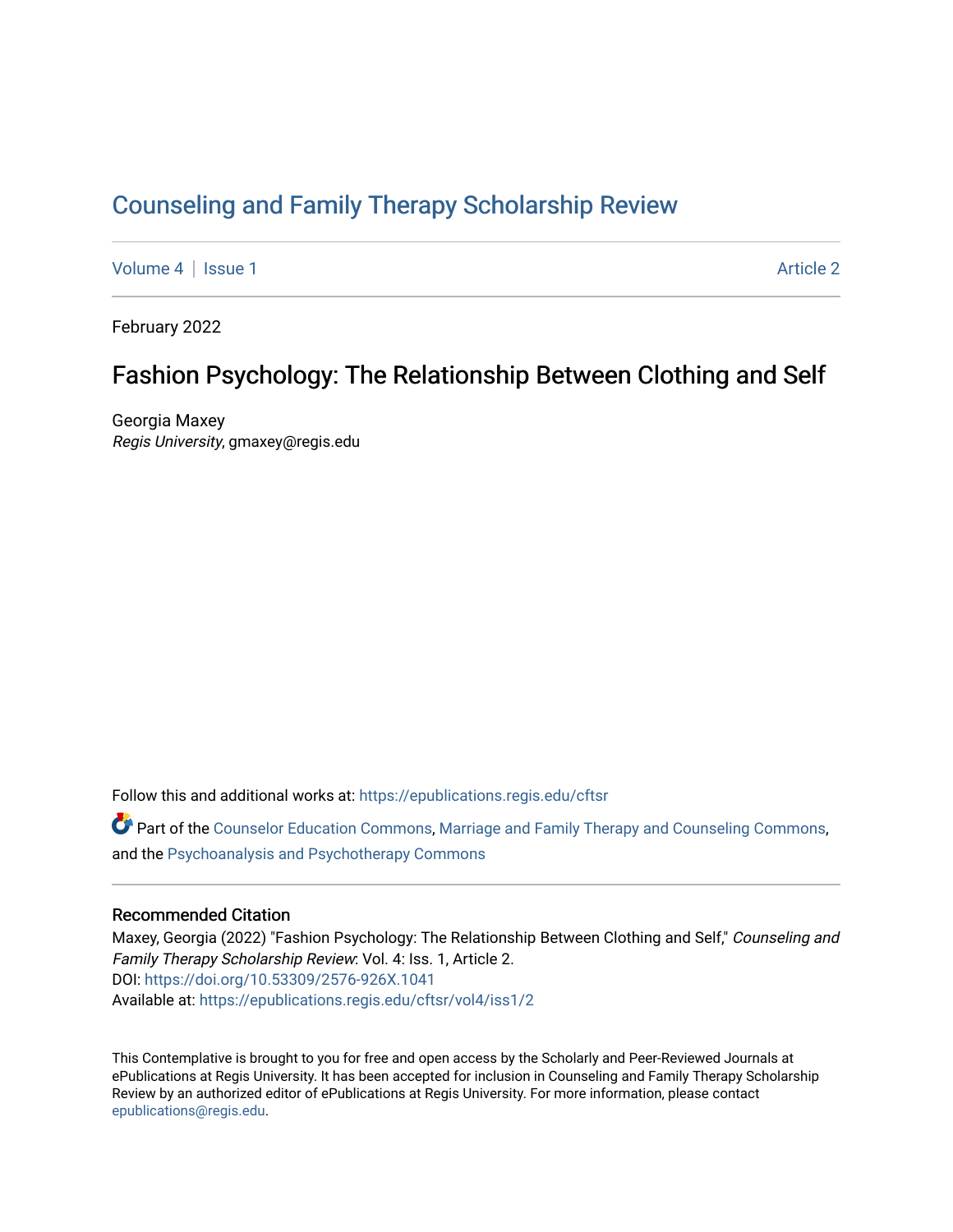# Counseling and Family Therapy Scholarship Review

Volume 4 | Issue 1 Article 2

February 2022

## Fashion Psychology: The Relationship Between Clothing and Self

Georgia Maxey
*Regis University*, gmaxey@regis.edu

Follow this and additional works at: https://epublications.regis.edu/cftsr

Part of the Counselor Education Commons, Marriage and Family Therapy and Counseling Commons, and the Psychoanalysis and Psychotherapy Commons

### Recommended Citation

Maxey, Georgia (2022) "Fashion Psychology: The Relationship Between Clothing and Self," *Counseling and Family Therapy Scholarship Review*: Vol. 4: Iss. 1, Article 2.
DOI: https://doi.org/10.53309/2576-926X.1041
Available at: https://epublications.regis.edu/cftsr/vol4/iss1/2

This Contemplative is brought to you for free and open access by the Scholarly and Peer-Reviewed Journals at ePublications at Regis University. It has been accepted for inclusion in Counseling and Family Therapy Scholarship Review by an authorized editor of ePublications at Regis University. For more information, please contact epublications@regis.edu.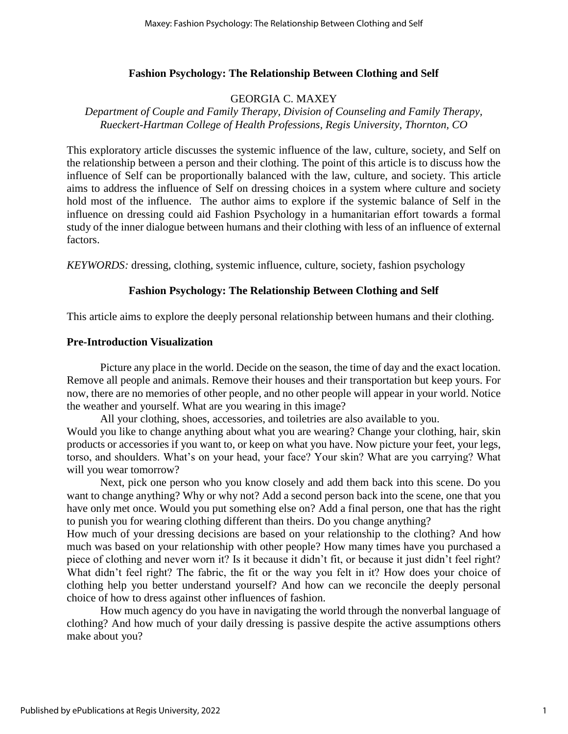# Fashion Psychology: The Relationship Between Clothing and Self

GEORGIA C. MAXEY

*Department of Couple and Family Therapy, Division of Counseling and Family Therapy, Rueckert-Hartman College of Health Professions, Regis University, Thornton, CO*

This exploratory article discusses the systemic influence of the law, culture, society, and Self on the relationship between a person and their clothing. The point of this article is to discuss how the influence of Self can be proportionally balanced with the law, culture, and society. This article aims to address the influence of Self on dressing choices in a system where culture and society hold most of the influence. The author aims to explore if the systemic balance of Self in the influence on dressing could aid Fashion Psychology in a humanitarian effort towards a formal study of the inner dialogue between humans and their clothing with less of an influence of external factors.

*KEYWORDS:* dressing, clothing, systemic influence, culture, society, fashion psychology

## Fashion Psychology: The Relationship Between Clothing and Self

This article aims to explore the deeply personal relationship between humans and their clothing.

### Pre-Introduction Visualization

Picture any place in the world. Decide on the season, the time of day and the exact location. Remove all people and animals. Remove their houses and their transportation but keep yours. For now, there are no memories of other people, and no other people will appear in your world. Notice the weather and yourself. What are you wearing in this image?

All your clothing, shoes, accessories, and toiletries are also available to you.
Would you like to change anything about what you are wearing? Change your clothing, hair, skin products or accessories if you want to, or keep on what you have. Now picture your feet, your legs, torso, and shoulders. What's on your head, your face? Your skin? What are you carrying? What will you wear tomorrow?

Next, pick one person who you know closely and add them back into this scene. Do you want to change anything? Why or why not? Add a second person back into the scene, one that you have only met once. Would you put something else on? Add a final person, one that has the right to punish you for wearing clothing different than theirs. Do you change anything?
How much of your dressing decisions are based on your relationship to the clothing? And how much was based on your relationship with other people? How many times have you purchased a piece of clothing and never worn it? Is it because it didn't fit, or because it just didn't feel right? What didn't feel right? The fabric, the fit or the way you felt in it? How does your choice of clothing help you better understand yourself? And how can we reconcile the deeply personal choice of how to dress against other influences of fashion.

How much agency do you have in navigating the world through the nonverbal language of clothing? And how much of your daily dressing is passive despite the active assumptions others make about you?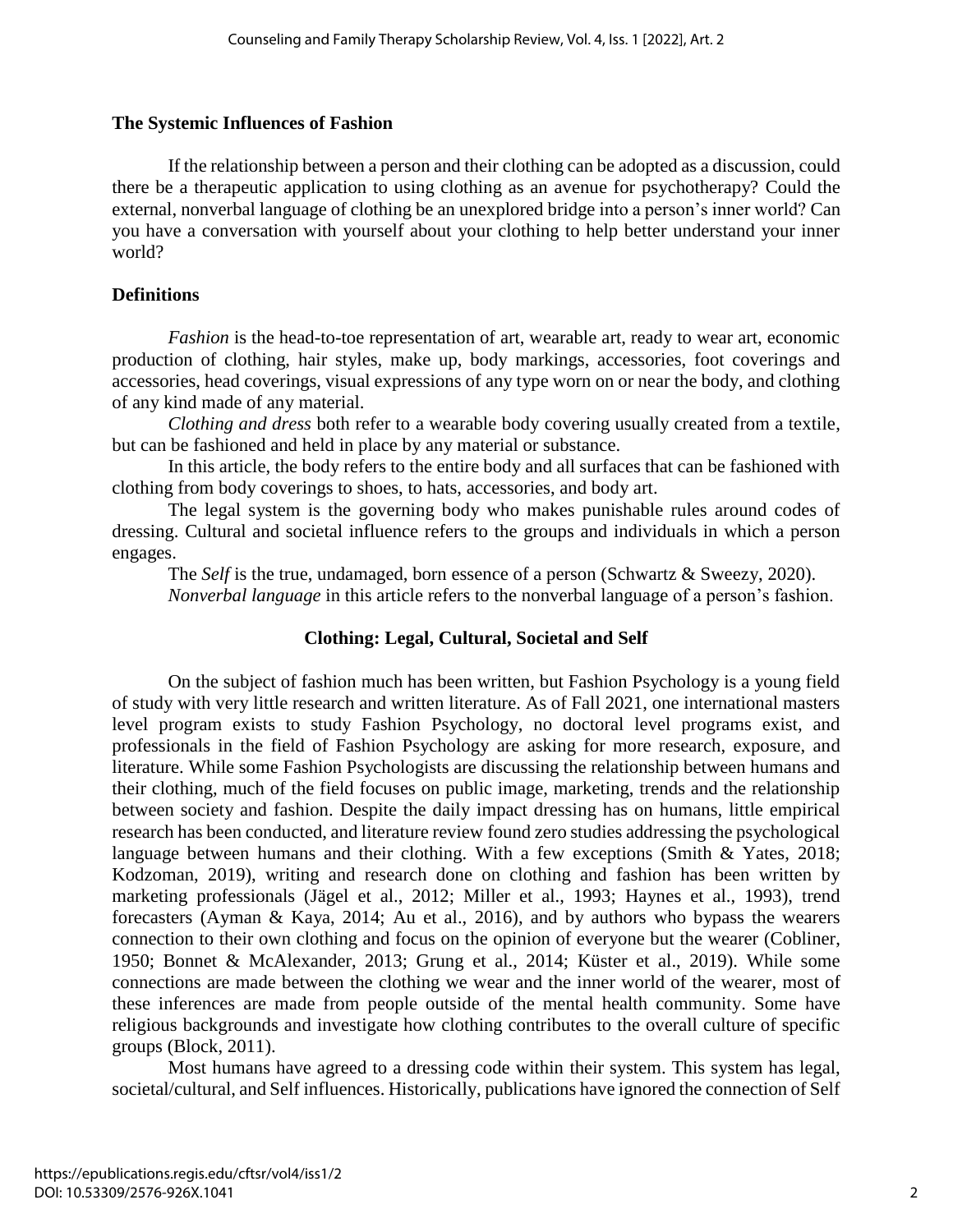## The Systemic Influences of Fashion

If the relationship between a person and their clothing can be adopted as a discussion, could there be a therapeutic application to using clothing as an avenue for psychotherapy? Could the external, nonverbal language of clothing be an unexplored bridge into a person's inner world? Can you have a conversation with yourself about your clothing to help better understand your inner world?

## Definitions

*Fashion* is the head-to-toe representation of art, wearable art, ready to wear art, economic production of clothing, hair styles, make up, body markings, accessories, foot coverings and accessories, head coverings, visual expressions of any type worn on or near the body, and clothing of any kind made of any material.

*Clothing and dress* both refer to a wearable body covering usually created from a textile, but can be fashioned and held in place by any material or substance.

In this article, the body refers to the entire body and all surfaces that can be fashioned with clothing from body coverings to shoes, to hats, accessories, and body art.

The legal system is the governing body who makes punishable rules around codes of dressing. Cultural and societal influence refers to the groups and individuals in which a person engages.

The *Self* is the true, undamaged, born essence of a person (Schwartz & Sweezy, 2020).

*Nonverbal language* in this article refers to the nonverbal language of a person's fashion.

## Clothing: Legal, Cultural, Societal and Self

On the subject of fashion much has been written, but Fashion Psychology is a young field of study with very little research and written literature. As of Fall 2021, one international masters level program exists to study Fashion Psychology, no doctoral level programs exist, and professionals in the field of Fashion Psychology are asking for more research, exposure, and literature. While some Fashion Psychologists are discussing the relationship between humans and their clothing, much of the field focuses on public image, marketing, trends and the relationship between society and fashion. Despite the daily impact dressing has on humans, little empirical research has been conducted, and literature review found zero studies addressing the psychological language between humans and their clothing. With a few exceptions (Smith & Yates, 2018; Kodzoman, 2019), writing and research done on clothing and fashion has been written by marketing professionals (Jägel et al., 2012; Miller et al., 1993; Haynes et al., 1993), trend forecasters (Ayman & Kaya, 2014; Au et al., 2016), and by authors who bypass the wearers connection to their own clothing and focus on the opinion of everyone but the wearer (Cobliner, 1950; Bonnet & McAlexander, 2013; Grung et al., 2014; Küster et al., 2019). While some connections are made between the clothing we wear and the inner world of the wearer, most of these inferences are made from people outside of the mental health community. Some have religious backgrounds and investigate how clothing contributes to the overall culture of specific groups (Block, 2011).

Most humans have agreed to a dressing code within their system. This system has legal, societal/cultural, and Self influences. Historically, publications have ignored the connection of Self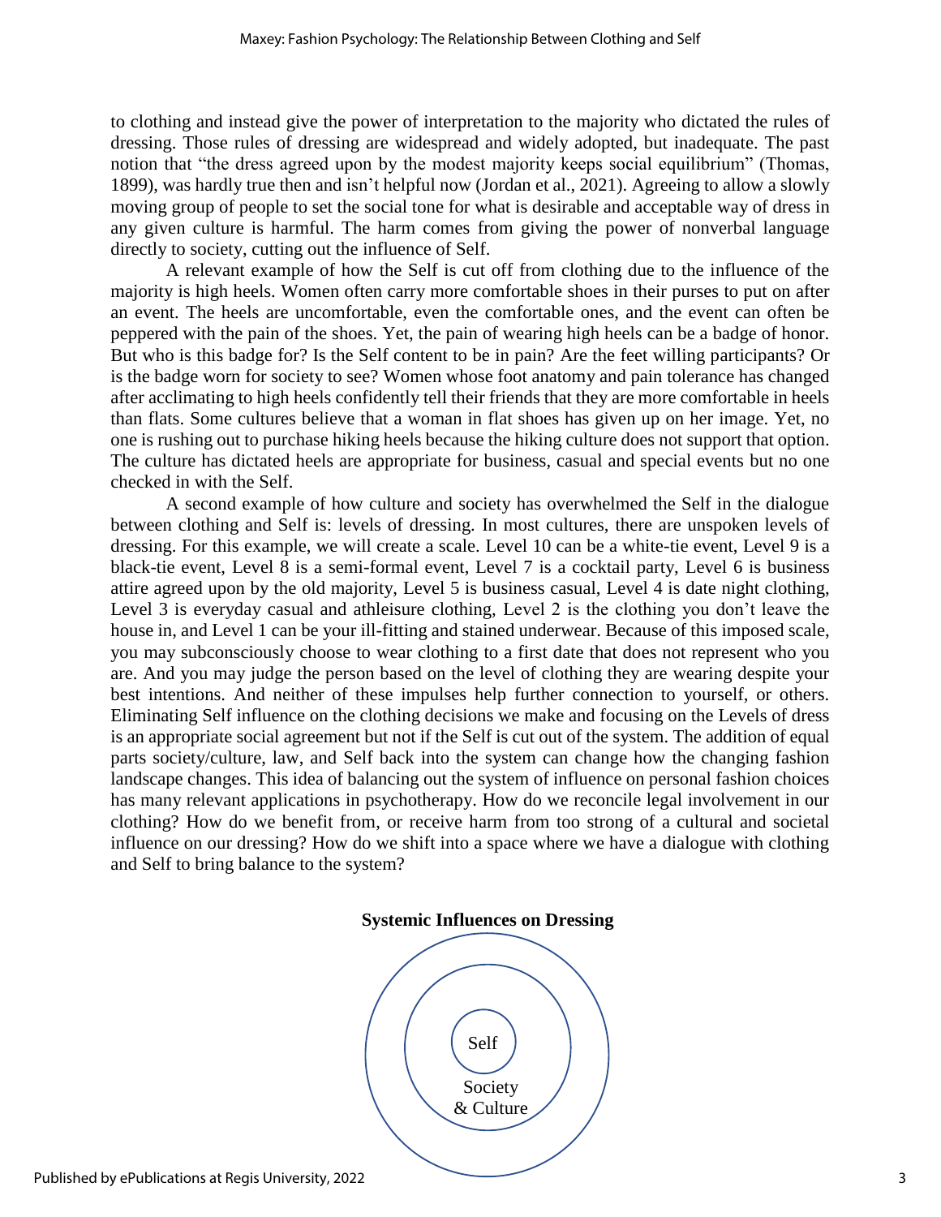to clothing and instead give the power of interpretation to the majority who dictated the rules of dressing. Those rules of dressing are widespread and widely adopted, but inadequate. The past notion that "the dress agreed upon by the modest majority keeps social equilibrium" (Thomas, 1899), was hardly true then and isn't helpful now (Jordan et al., 2021). Agreeing to allow a slowly moving group of people to set the social tone for what is desirable and acceptable way of dress in any given culture is harmful. The harm comes from giving the power of nonverbal language directly to society, cutting out the influence of Self.

A relevant example of how the Self is cut off from clothing due to the influence of the majority is high heels. Women often carry more comfortable shoes in their purses to put on after an event. The heels are uncomfortable, even the comfortable ones, and the event can often be peppered with the pain of the shoes. Yet, the pain of wearing high heels can be a badge of honor. But who is this badge for? Is the Self content to be in pain? Are the feet willing participants? Or is the badge worn for society to see? Women whose foot anatomy and pain tolerance has changed after acclimating to high heels confidently tell their friends that they are more comfortable in heels than flats. Some cultures believe that a woman in flat shoes has given up on her image. Yet, no one is rushing out to purchase hiking heels because the hiking culture does not support that option. The culture has dictated heels are appropriate for business, casual and special events but no one checked in with the Self.

A second example of how culture and society has overwhelmed the Self in the dialogue between clothing and Self is: levels of dressing. In most cultures, there are unspoken levels of dressing. For this example, we will create a scale. Level 10 can be a white-tie event, Level 9 is a black-tie event, Level 8 is a semi-formal event, Level 7 is a cocktail party, Level 6 is business attire agreed upon by the old majority, Level 5 is business casual, Level 4 is date night clothing, Level 3 is everyday casual and athleisure clothing, Level 2 is the clothing you don't leave the house in, and Level 1 can be your ill-fitting and stained underwear. Because of this imposed scale, you may subconsciously choose to wear clothing to a first date that does not represent who you are. And you may judge the person based on the level of clothing they are wearing despite your best intentions. And neither of these impulses help further connection to yourself, or others. Eliminating Self influence on the clothing decisions we make and focusing on the Levels of dress is an appropriate social agreement but not if the Self is cut out of the system. The addition of equal parts society/culture, law, and Self back into the system can change how the changing fashion landscape changes. This idea of balancing out the system of influence on personal fashion choices has many relevant applications in psychotherapy. How do we reconcile legal involvement in our clothing? How do we benefit from, or receive harm from too strong of a cultural and societal influence on our dressing? How do we shift into a space where we have a dialogue with clothing and Self to bring balance to the system?

**Systemic Influences on Dressing**

Self

Society & Culture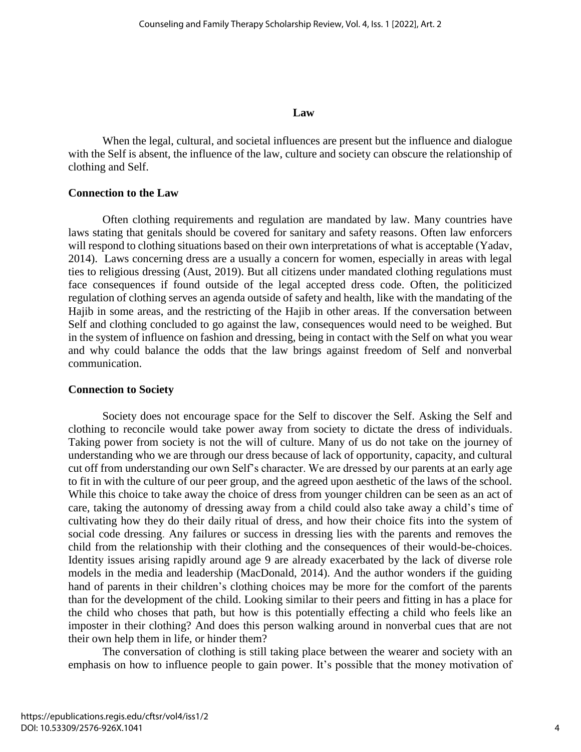## Law

When the legal, cultural, and societal influences are present but the influence and dialogue with the Self is absent, the influence of the law, culture and society can obscure the relationship of clothing and Self.

### Connection to the Law

Often clothing requirements and regulation are mandated by law. Many countries have laws stating that genitals should be covered for sanitary and safety reasons. Often law enforcers will respond to clothing situations based on their own interpretations of what is acceptable (Yadav, 2014). Laws concerning dress are a usually a concern for women, especially in areas with legal ties to religious dressing (Aust, 2019). But all citizens under mandated clothing regulations must face consequences if found outside of the legal accepted dress code. Often, the politicized regulation of clothing serves an agenda outside of safety and health, like with the mandating of the Hajib in some areas, and the restricting of the Hajib in other areas. If the conversation between Self and clothing concluded to go against the law, consequences would need to be weighed. But in the system of influence on fashion and dressing, being in contact with the Self on what you wear and why could balance the odds that the law brings against freedom of Self and nonverbal communication.

### Connection to Society

Society does not encourage space for the Self to discover the Self. Asking the Self and clothing to reconcile would take power away from society to dictate the dress of individuals. Taking power from society is not the will of culture. Many of us do not take on the journey of understanding who we are through our dress because of lack of opportunity, capacity, and cultural cut off from understanding our own Self's character. We are dressed by our parents at an early age to fit in with the culture of our peer group, and the agreed upon aesthetic of the laws of the school. While this choice to take away the choice of dress from younger children can be seen as an act of care, taking the autonomy of dressing away from a child could also take away a child's time of cultivating how they do their daily ritual of dress, and how their choice fits into the system of social code dressing. Any failures or success in dressing lies with the parents and removes the child from the relationship with their clothing and the consequences of their would-be-choices. Identity issues arising rapidly around age 9 are already exacerbated by the lack of diverse role models in the media and leadership (MacDonald, 2014). And the author wonders if the guiding hand of parents in their children's clothing choices may be more for the comfort of the parents than for the development of the child. Looking similar to their peers and fitting in has a place for the child who choses that path, but how is this potentially effecting a child who feels like an imposter in their clothing? And does this person walking around in nonverbal cues that are not their own help them in life, or hinder them?

The conversation of clothing is still taking place between the wearer and society with an emphasis on how to influence people to gain power. It's possible that the money motivation of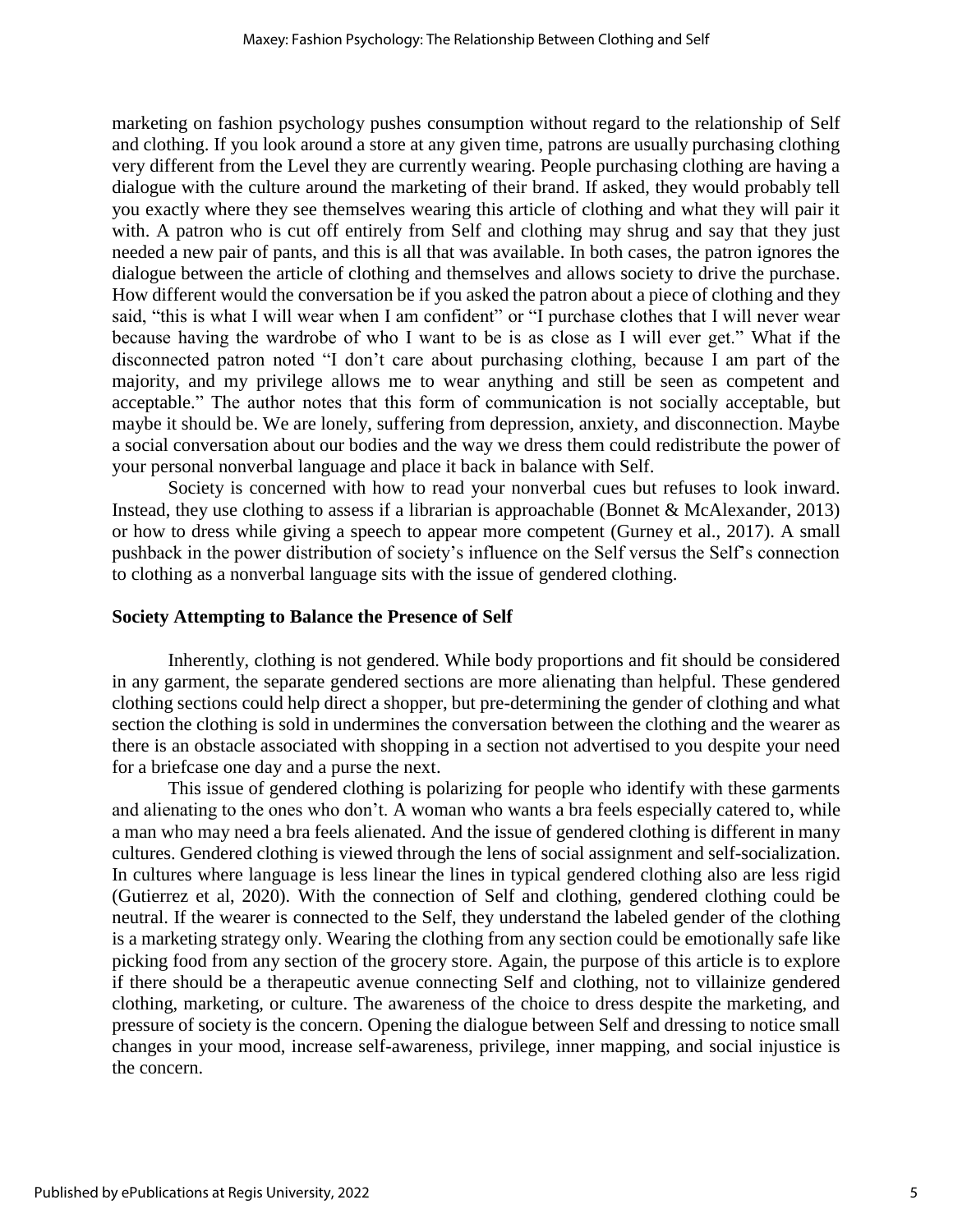marketing on fashion psychology pushes consumption without regard to the relationship of Self and clothing. If you look around a store at any given time, patrons are usually purchasing clothing very different from the Level they are currently wearing. People purchasing clothing are having a dialogue with the culture around the marketing of their brand. If asked, they would probably tell you exactly where they see themselves wearing this article of clothing and what they will pair it with. A patron who is cut off entirely from Self and clothing may shrug and say that they just needed a new pair of pants, and this is all that was available. In both cases, the patron ignores the dialogue between the article of clothing and themselves and allows society to drive the purchase. How different would the conversation be if you asked the patron about a piece of clothing and they said, "this is what I will wear when I am confident" or "I purchase clothes that I will never wear because having the wardrobe of who I want to be is as close as I will ever get." What if the disconnected patron noted "I don't care about purchasing clothing, because I am part of the majority, and my privilege allows me to wear anything and still be seen as competent and acceptable." The author notes that this form of communication is not socially acceptable, but maybe it should be. We are lonely, suffering from depression, anxiety, and disconnection. Maybe a social conversation about our bodies and the way we dress them could redistribute the power of your personal nonverbal language and place it back in balance with Self.

Society is concerned with how to read your nonverbal cues but refuses to look inward. Instead, they use clothing to assess if a librarian is approachable (Bonnet & McAlexander, 2013) or how to dress while giving a speech to appear more competent (Gurney et al., 2017). A small pushback in the power distribution of society's influence on the Self versus the Self's connection to clothing as a nonverbal language sits with the issue of gendered clothing.

## Society Attempting to Balance the Presence of Self

Inherently, clothing is not gendered. While body proportions and fit should be considered in any garment, the separate gendered sections are more alienating than helpful. These gendered clothing sections could help direct a shopper, but pre-determining the gender of clothing and what section the clothing is sold in undermines the conversation between the clothing and the wearer as there is an obstacle associated with shopping in a section not advertised to you despite your need for a briefcase one day and a purse the next.

This issue of gendered clothing is polarizing for people who identify with these garments and alienating to the ones who don't. A woman who wants a bra feels especially catered to, while a man who may need a bra feels alienated. And the issue of gendered clothing is different in many cultures. Gendered clothing is viewed through the lens of social assignment and self-socialization. In cultures where language is less linear the lines in typical gendered clothing also are less rigid (Gutierrez et al, 2020). With the connection of Self and clothing, gendered clothing could be neutral. If the wearer is connected to the Self, they understand the labeled gender of the clothing is a marketing strategy only. Wearing the clothing from any section could be emotionally safe like picking food from any section of the grocery store. Again, the purpose of this article is to explore if there should be a therapeutic avenue connecting Self and clothing, not to villainize gendered clothing, marketing, or culture. The awareness of the choice to dress despite the marketing, and pressure of society is the concern. Opening the dialogue between Self and dressing to notice small changes in your mood, increase self-awareness, privilege, inner mapping, and social injustice is the concern.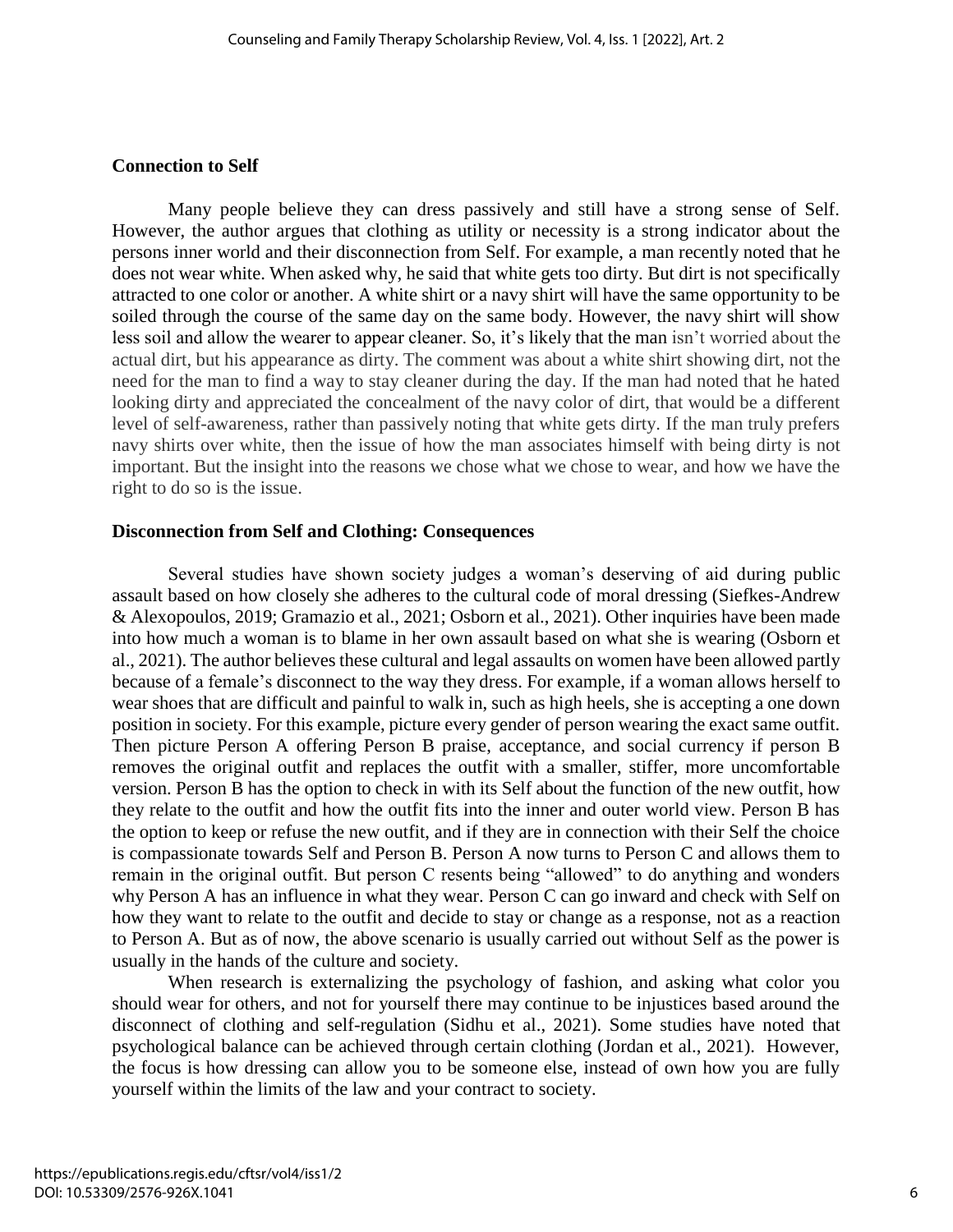## Connection to Self

Many people believe they can dress passively and still have a strong sense of Self. However, the author argues that clothing as utility or necessity is a strong indicator about the persons inner world and their disconnection from Self. For example, a man recently noted that he does not wear white. When asked why, he said that white gets too dirty. But dirt is not specifically attracted to one color or another. A white shirt or a navy shirt will have the same opportunity to be soiled through the course of the same day on the same body. However, the navy shirt will show less soil and allow the wearer to appear cleaner. So, it's likely that the man isn't worried about the actual dirt, but his appearance as dirty. The comment was about a white shirt showing dirt, not the need for the man to find a way to stay cleaner during the day. If the man had noted that he hated looking dirty and appreciated the concealment of the navy color of dirt, that would be a different level of self-awareness, rather than passively noting that white gets dirty. If the man truly prefers navy shirts over white, then the issue of how the man associates himself with being dirty is not important. But the insight into the reasons we chose what we chose to wear, and how we have the right to do so is the issue.

## Disconnection from Self and Clothing: Consequences

Several studies have shown society judges a woman's deserving of aid during public assault based on how closely she adheres to the cultural code of moral dressing (Siefkes-Andrew & Alexopoulos, 2019; Gramazio et al., 2021; Osborn et al., 2021). Other inquiries have been made into how much a woman is to blame in her own assault based on what she is wearing (Osborn et al., 2021). The author believes these cultural and legal assaults on women have been allowed partly because of a female's disconnect to the way they dress. For example, if a woman allows herself to wear shoes that are difficult and painful to walk in, such as high heels, she is accepting a one down position in society. For this example, picture every gender of person wearing the exact same outfit. Then picture Person A offering Person B praise, acceptance, and social currency if person B removes the original outfit and replaces the outfit with a smaller, stiffer, more uncomfortable version. Person B has the option to check in with its Self about the function of the new outfit, how they relate to the outfit and how the outfit fits into the inner and outer world view. Person B has the option to keep or refuse the new outfit, and if they are in connection with their Self the choice is compassionate towards Self and Person B. Person A now turns to Person C and allows them to remain in the original outfit. But person C resents being "allowed" to do anything and wonders why Person A has an influence in what they wear. Person C can go inward and check with Self on how they want to relate to the outfit and decide to stay or change as a response, not as a reaction to Person A. But as of now, the above scenario is usually carried out without Self as the power is usually in the hands of the culture and society.

When research is externalizing the psychology of fashion, and asking what color you should wear for others, and not for yourself there may continue to be injustices based around the disconnect of clothing and self-regulation (Sidhu et al., 2021). Some studies have noted that psychological balance can be achieved through certain clothing (Jordan et al., 2021). However, the focus is how dressing can allow you to be someone else, instead of own how you are fully yourself within the limits of the law and your contract to society.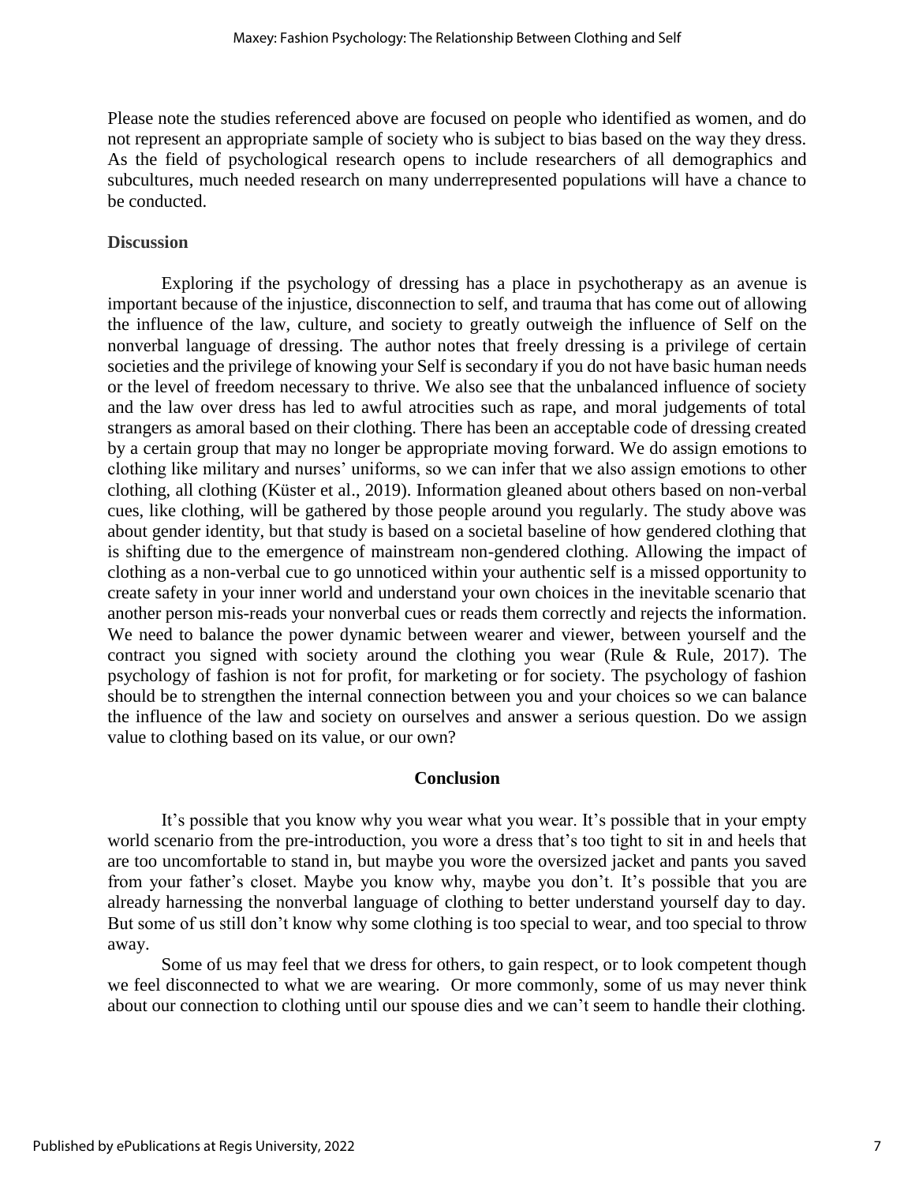Please note the studies referenced above are focused on people who identified as women, and do not represent an appropriate sample of society who is subject to bias based on the way they dress. As the field of psychological research opens to include researchers of all demographics and subcultures, much needed research on many underrepresented populations will have a chance to be conducted.

## Discussion

Exploring if the psychology of dressing has a place in psychotherapy as an avenue is important because of the injustice, disconnection to self, and trauma that has come out of allowing the influence of the law, culture, and society to greatly outweigh the influence of Self on the nonverbal language of dressing. The author notes that freely dressing is a privilege of certain societies and the privilege of knowing your Self is secondary if you do not have basic human needs or the level of freedom necessary to thrive. We also see that the unbalanced influence of society and the law over dress has led to awful atrocities such as rape, and moral judgements of total strangers as amoral based on their clothing. There has been an acceptable code of dressing created by a certain group that may no longer be appropriate moving forward. We do assign emotions to clothing like military and nurses' uniforms, so we can infer that we also assign emotions to other clothing, all clothing (Küster et al., 2019). Information gleaned about others based on non-verbal cues, like clothing, will be gathered by those people around you regularly. The study above was about gender identity, but that study is based on a societal baseline of how gendered clothing that is shifting due to the emergence of mainstream non-gendered clothing. Allowing the impact of clothing as a non-verbal cue to go unnoticed within your authentic self is a missed opportunity to create safety in your inner world and understand your own choices in the inevitable scenario that another person mis-reads your nonverbal cues or reads them correctly and rejects the information. We need to balance the power dynamic between wearer and viewer, between yourself and the contract you signed with society around the clothing you wear (Rule & Rule, 2017). The psychology of fashion is not for profit, for marketing or for society. The psychology of fashion should be to strengthen the internal connection between you and your choices so we can balance the influence of the law and society on ourselves and answer a serious question. Do we assign value to clothing based on its value, or our own?

## Conclusion

It's possible that you know why you wear what you wear. It's possible that in your empty world scenario from the pre-introduction, you wore a dress that's too tight to sit in and heels that are too uncomfortable to stand in, but maybe you wore the oversized jacket and pants you saved from your father's closet. Maybe you know why, maybe you don't. It's possible that you are already harnessing the nonverbal language of clothing to better understand yourself day to day. But some of us still don't know why some clothing is too special to wear, and too special to throw away.

Some of us may feel that we dress for others, to gain respect, or to look competent though we feel disconnected to what we are wearing. Or more commonly, some of us may never think about our connection to clothing until our spouse dies and we can't seem to handle their clothing.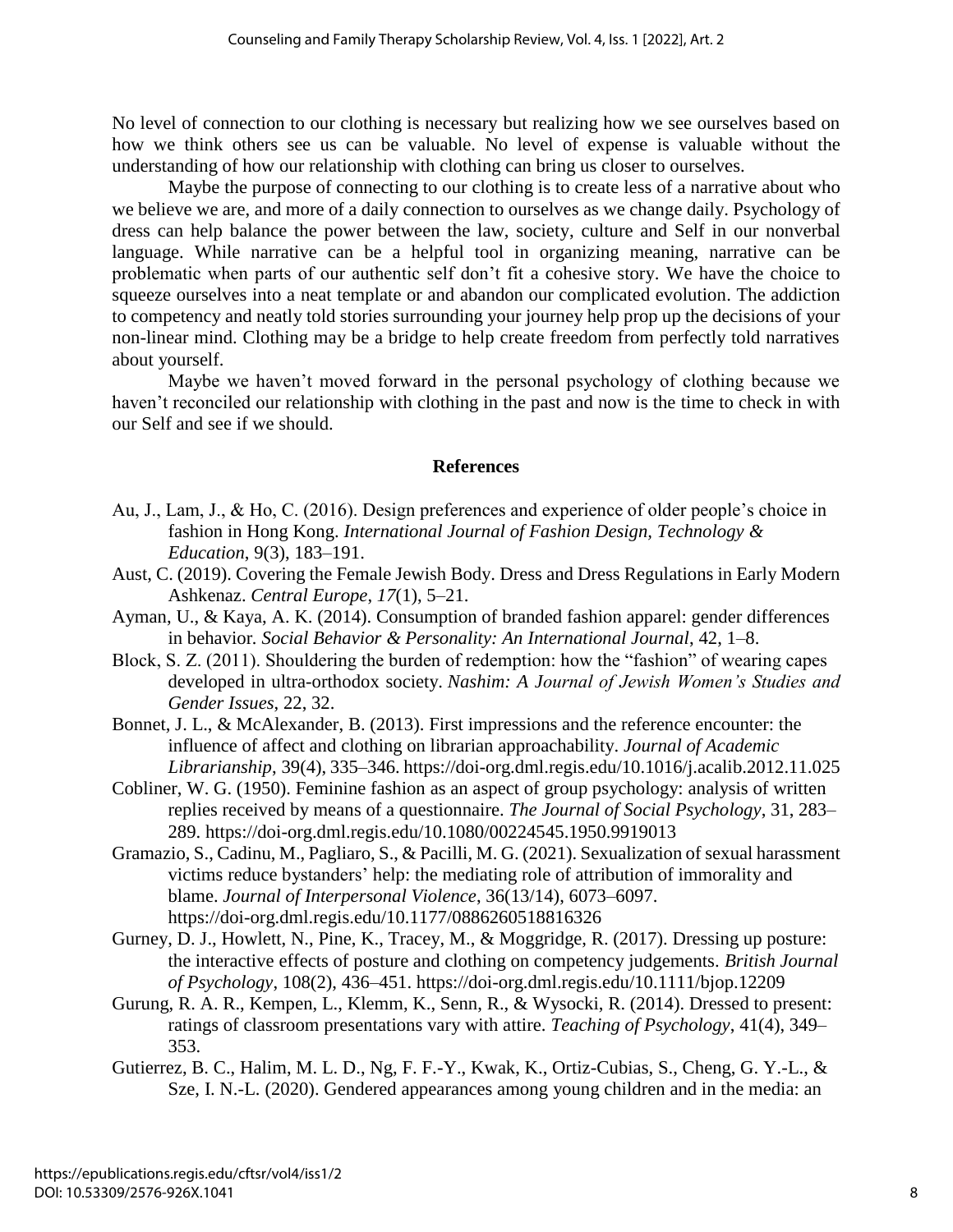No level of connection to our clothing is necessary but realizing how we see ourselves based on how we think others see us can be valuable. No level of expense is valuable without the understanding of how our relationship with clothing can bring us closer to ourselves.

Maybe the purpose of connecting to our clothing is to create less of a narrative about who we believe we are, and more of a daily connection to ourselves as we change daily. Psychology of dress can help balance the power between the law, society, culture and Self in our nonverbal language. While narrative can be a helpful tool in organizing meaning, narrative can be problematic when parts of our authentic self don't fit a cohesive story. We have the choice to squeeze ourselves into a neat template or and abandon our complicated evolution. The addiction to competency and neatly told stories surrounding your journey help prop up the decisions of your non-linear mind. Clothing may be a bridge to help create freedom from perfectly told narratives about yourself.

Maybe we haven't moved forward in the personal psychology of clothing because we haven't reconciled our relationship with clothing in the past and now is the time to check in with our Self and see if we should.

## References

Au, J., Lam, J., & Ho, C. (2016). Design preferences and experience of older people's choice in fashion in Hong Kong. *International Journal of Fashion Design, Technology & Education*, 9(3), 183–191.

Aust, C. (2019). Covering the Female Jewish Body. Dress and Dress Regulations in Early Modern Ashkenaz. *Central Europe*, *17*(1), 5–21.

Ayman, U., & Kaya, A. K. (2014). Consumption of branded fashion apparel: gender differences in behavior. *Social Behavior & Personality: An International Journal*, 42, 1–8.

Block, S. Z. (2011). Shouldering the burden of redemption: how the "fashion" of wearing capes developed in ultra-orthodox society. *Nashim: A Journal of Jewish Women's Studies and Gender Issues*, 22, 32.

Bonnet, J. L., & McAlexander, B. (2013). First impressions and the reference encounter: the influence of affect and clothing on librarian approachability. *Journal of Academic Librarianship*, 39(4), 335–346. https://doi-org.dml.regis.edu/10.1016/j.acalib.2012.11.025

Cobliner, W. G. (1950). Feminine fashion as an aspect of group psychology: analysis of written replies received by means of a questionnaire. *The Journal of Social Psychology*, 31, 283–289. https://doi-org.dml.regis.edu/10.1080/00224545.1950.9919013

Gramazio, S., Cadinu, M., Pagliaro, S., & Pacilli, M. G. (2021). Sexualization of sexual harassment victims reduce bystanders' help: the mediating role of attribution of immorality and blame. *Journal of Interpersonal Violence*, 36(13/14), 6073–6097. https://doi-org.dml.regis.edu/10.1177/0886260518816326

Gurney, D. J., Howlett, N., Pine, K., Tracey, M., & Moggridge, R. (2017). Dressing up posture: the interactive effects of posture and clothing on competency judgements. *British Journal of Psychology*, 108(2), 436–451. https://doi-org.dml.regis.edu/10.1111/bjop.12209

Gurung, R. A. R., Kempen, L., Klemm, K., Senn, R., & Wysocki, R. (2014). Dressed to present: ratings of classroom presentations vary with attire. *Teaching of Psychology*, 41(4), 349–353.

Gutierrez, B. C., Halim, M. L. D., Ng, F. F.-Y., Kwak, K., Ortiz-Cubias, S., Cheng, G. Y.-L., & Sze, I. N.-L. (2020). Gendered appearances among young children and in the media: an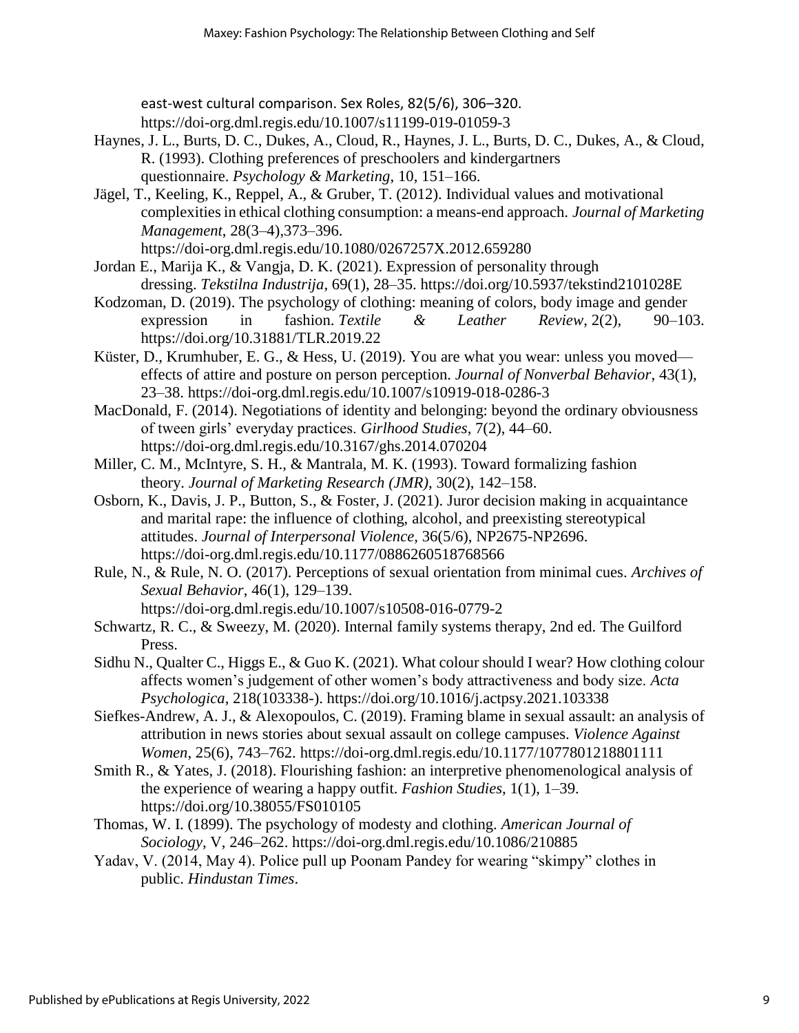east-west cultural comparison. Sex Roles, 82(5/6), 306–320. https://doi-org.dml.regis.edu/10.1007/s11199-019-01059-3

Haynes, J. L., Burts, D. C., Dukes, A., Cloud, R., Haynes, J. L., Burts, D. C., Dukes, A., & Cloud, R. (1993). Clothing preferences of preschoolers and kindergartners questionnaire. *Psychology & Marketing*, 10, 151–166.

Jägel, T., Keeling, K., Reppel, A., & Gruber, T. (2012). Individual values and motivational complexities in ethical clothing consumption: a means-end approach. *Journal of Marketing Management*, 28(3–4),373–396. https://doi-org.dml.regis.edu/10.1080/0267257X.2012.659280

Jordan E., Marija K., & Vangja, D. K. (2021). Expression of personality through dressing. *Tekstilna Industrija*, 69(1), 28–35. https://doi.org/10.5937/tekstind2101028E

Kodzoman, D. (2019). The psychology of clothing: meaning of colors, body image and gender expression in fashion. *Textile & Leather Review*, 2(2), 90–103. https://doi.org/10.31881/TLR.2019.22

Küster, D., Krumhuber, E. G., & Hess, U. (2019). You are what you wear: unless you moved—effects of attire and posture on person perception. *Journal of Nonverbal Behavior*, 43(1), 23–38. https://doi-org.dml.regis.edu/10.1007/s10919-018-0286-3

MacDonald, F. (2014). Negotiations of identity and belonging: beyond the ordinary obviousness of tween girls' everyday practices. *Girlhood Studies*, 7(2), 44–60. https://doi-org.dml.regis.edu/10.3167/ghs.2014.070204

Miller, C. M., McIntyre, S. H., & Mantrala, M. K. (1993). Toward formalizing fashion theory. *Journal of Marketing Research (JMR)*, 30(2), 142–158.

Osborn, K., Davis, J. P., Button, S., & Foster, J. (2021). Juror decision making in acquaintance and marital rape: the influence of clothing, alcohol, and preexisting stereotypical attitudes. *Journal of Interpersonal Violence*, 36(5/6), NP2675-NP2696. https://doi-org.dml.regis.edu/10.1177/0886260518768566

Rule, N., & Rule, N. O. (2017). Perceptions of sexual orientation from minimal cues. *Archives of Sexual Behavior*, 46(1), 129–139. https://doi-org.dml.regis.edu/10.1007/s10508-016-0779-2

Schwartz, R. C., & Sweezy, M. (2020). Internal family systems therapy, 2nd ed. The Guilford Press.

Sidhu N., Qualter C., Higgs E., & Guo K. (2021). What colour should I wear? How clothing colour affects women's judgement of other women's body attractiveness and body size. *Acta Psychologica*, 218(103338-). https://doi.org/10.1016/j.actpsy.2021.103338

Siefkes-Andrew, A. J., & Alexopoulos, C. (2019). Framing blame in sexual assault: an analysis of attribution in news stories about sexual assault on college campuses. *Violence Against Women*, 25(6), 743–762. https://doi-org.dml.regis.edu/10.1177/1077801218801111

Smith R., & Yates, J. (2018). Flourishing fashion: an interpretive phenomenological analysis of the experience of wearing a happy outfit. *Fashion Studies*, 1(1), 1–39. https://doi.org/10.38055/FS010105

Thomas, W. I. (1899). The psychology of modesty and clothing. *American Journal of Sociology*, V, 246–262. https://doi-org.dml.regis.edu/10.1086/210885

Yadav, V. (2014, May 4). Police pull up Poonam Pandey for wearing "skimpy" clothes in public. *Hindustan Times*.